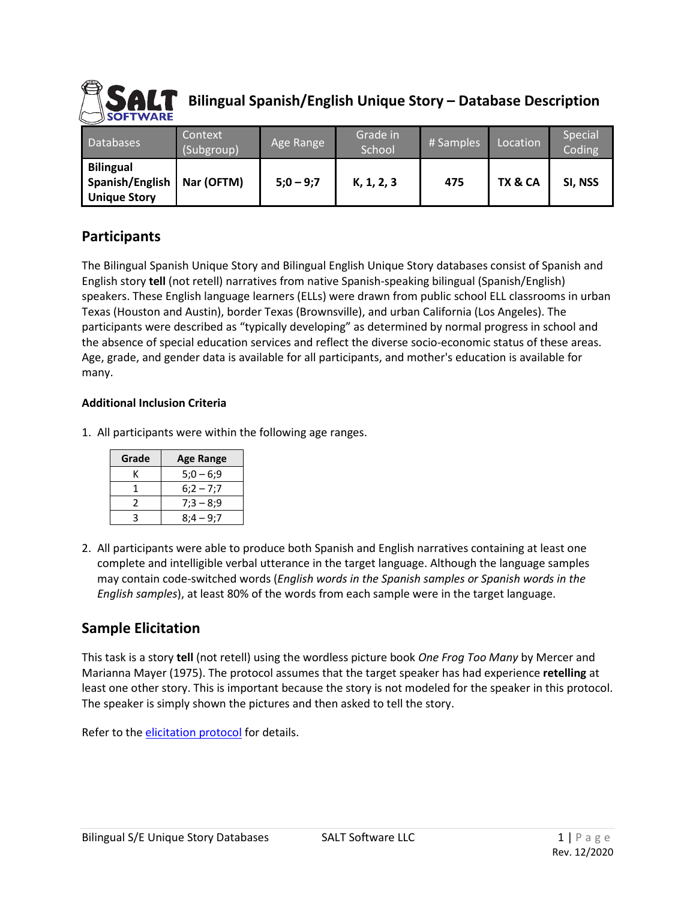# Bilingual Spanish/English Unique Story – Database Description

| Databases | Context (Subgroup) | Age Range | Grade in School | # Samples | Location | Special Coding |
|---|---|---|---|---|---|---|
| **Bilingual Spanish/English Unique Story** | **Nar (OFTM)** | **5;0 – 9;7** | **K, 1, 2, 3** | **475** | **TX & CA** | **SI, NSS** |

## Participants

The Bilingual Spanish Unique Story and Bilingual English Unique Story databases consist of Spanish and English story **tell** (not retell) narratives from native Spanish-speaking bilingual (Spanish/English) speakers. These English language learners (ELLs) were drawn from public school ELL classrooms in urban Texas (Houston and Austin), border Texas (Brownsville), and urban California (Los Angeles). The participants were described as "typically developing" as determined by normal progress in school and the absence of special education services and reflect the diverse socio-economic status of these areas. Age, grade, and gender data is available for all participants, and mother's education is available for many.

### Additional Inclusion Criteria

1. All participants were within the following age ranges.

| Grade | Age Range |
|---|---|
| K | 5;0 – 6;9 |
| 1 | 6;2 – 7;7 |
| 2 | 7;3 – 8;9 |
| 3 | 8;4 – 9;7 |

2. All participants were able to produce both Spanish and English narratives containing at least one complete and intelligible verbal utterance in the target language. Although the language samples may contain code-switched words (*English words in the Spanish samples or Spanish words in the English samples*), at least 80% of the words from each sample were in the target language.

## Sample Elicitation

This task is a story **tell** (not retell) using the wordless picture book *One Frog Too Many* by Mercer and Marianna Mayer (1975). The protocol assumes that the target speaker has had experience **retelling** at least one other story. This is important because the story is not modeled for the speaker in this protocol. The speaker is simply shown the pictures and then asked to tell the story.

Refer to the elicitation protocol for details.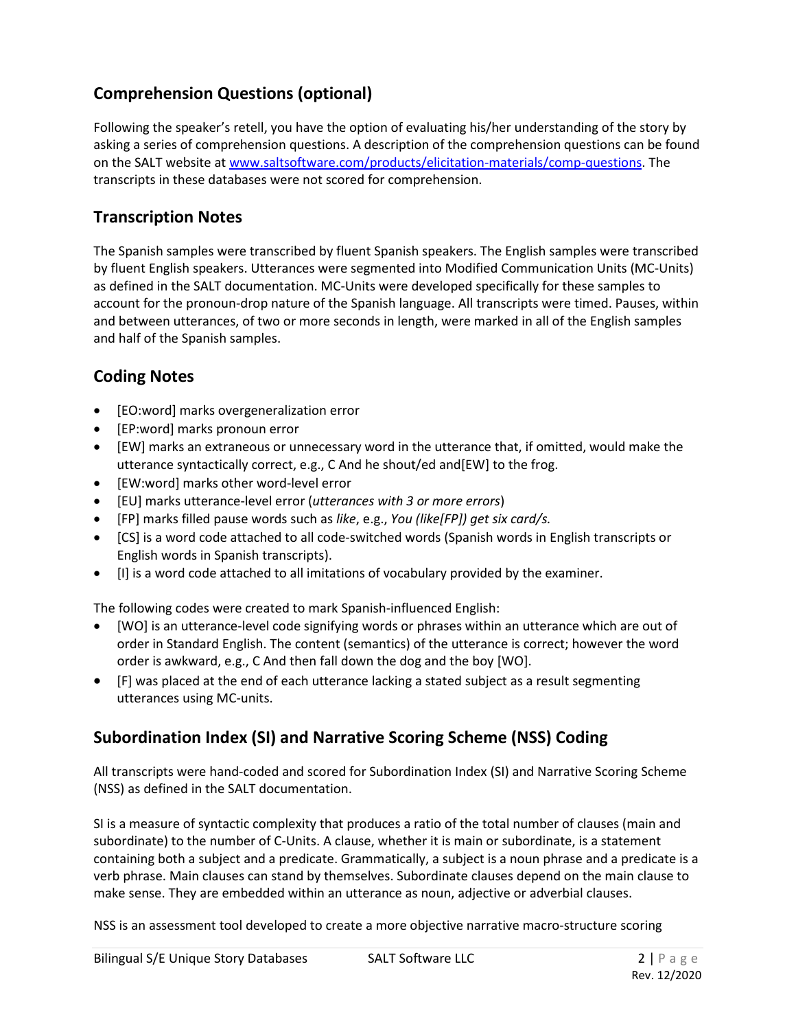## Comprehension Questions (optional)

Following the speaker's retell, you have the option of evaluating his/her understanding of the story by asking a series of comprehension questions. A description of the comprehension questions can be found on the SALT website at www.saltsoftware.com/products/elicitation-materials/comp-questions. The transcripts in these databases were not scored for comprehension.

## Transcription Notes

The Spanish samples were transcribed by fluent Spanish speakers. The English samples were transcribed by fluent English speakers. Utterances were segmented into Modified Communication Units (MC-Units) as defined in the SALT documentation. MC-Units were developed specifically for these samples to account for the pronoun-drop nature of the Spanish language. All transcripts were timed. Pauses, within and between utterances, of two or more seconds in length, were marked in all of the English samples and half of the Spanish samples.

## Coding Notes

- [EO:word] marks overgeneralization error
- [EP:word] marks pronoun error
- [EW] marks an extraneous or unnecessary word in the utterance that, if omitted, would make the utterance syntactically correct, e.g., C And he shout/ed and[EW] to the frog.
- [EW:word] marks other word-level error
- [EU] marks utterance-level error (*utterances with 3 or more errors*)
- [FP] marks filled pause words such as *like*, e.g., *You (like[FP]) get six card/s.*
- [CS] is a word code attached to all code-switched words (Spanish words in English transcripts or English words in Spanish transcripts).
- [I] is a word code attached to all imitations of vocabulary provided by the examiner.

The following codes were created to mark Spanish-influenced English:

- [WO] is an utterance-level code signifying words or phrases within an utterance which are out of order in Standard English. The content (semantics) of the utterance is correct; however the word order is awkward, e.g., C And then fall down the dog and the boy [WO].
- [F] was placed at the end of each utterance lacking a stated subject as a result segmenting utterances using MC-units.

## Subordination Index (SI) and Narrative Scoring Scheme (NSS) Coding

All transcripts were hand-coded and scored for Subordination Index (SI) and Narrative Scoring Scheme (NSS) as defined in the SALT documentation.

SI is a measure of syntactic complexity that produces a ratio of the total number of clauses (main and subordinate) to the number of C-Units. A clause, whether it is main or subordinate, is a statement containing both a subject and a predicate. Grammatically, a subject is a noun phrase and a predicate is a verb phrase. Main clauses can stand by themselves. Subordinate clauses depend on the main clause to make sense. They are embedded within an utterance as noun, adjective or adverbial clauses.

NSS is an assessment tool developed to create a more objective narrative macro-structure scoring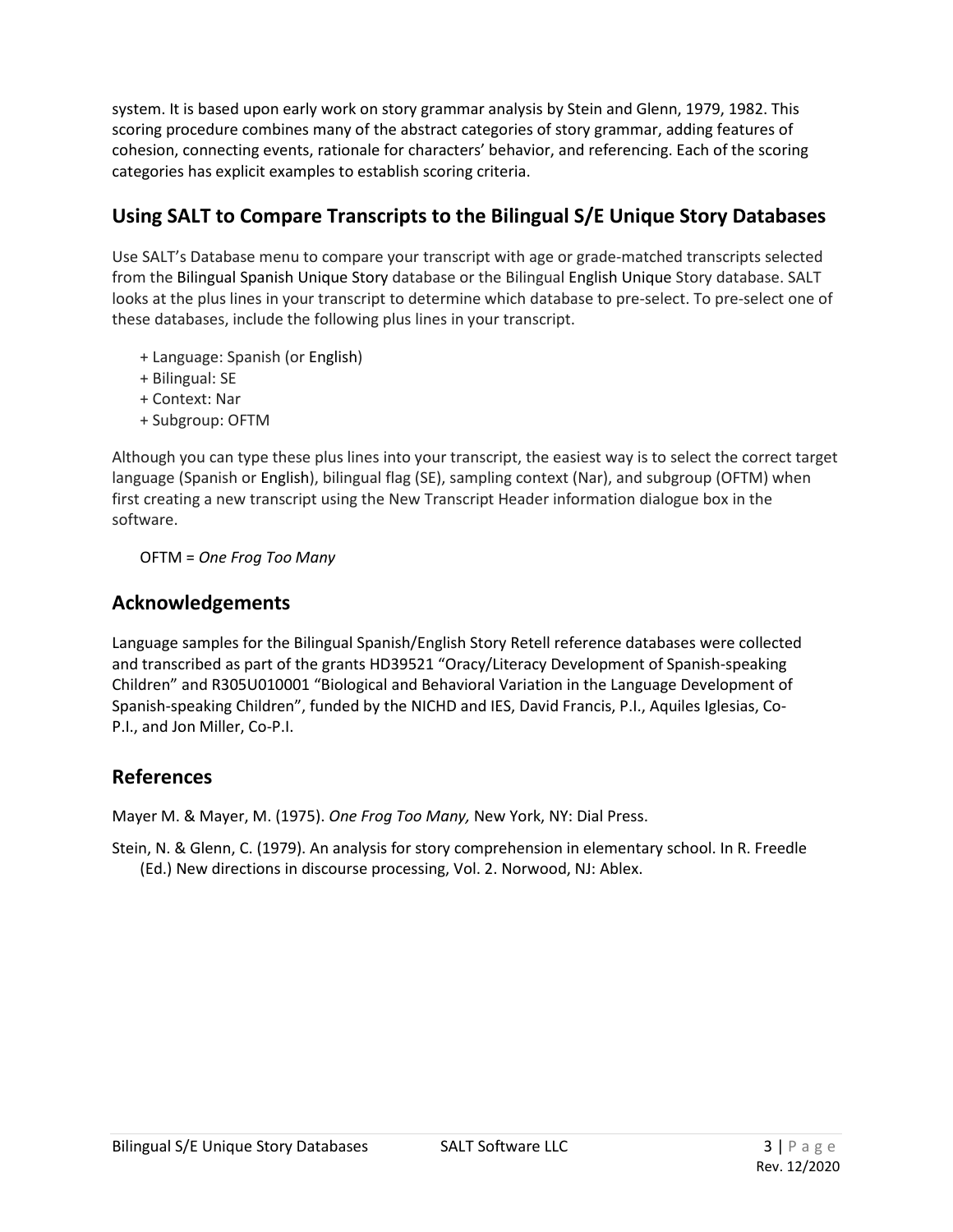system. It is based upon early work on story grammar analysis by Stein and Glenn, 1979, 1982. This scoring procedure combines many of the abstract categories of story grammar, adding features of cohesion, connecting events, rationale for characters' behavior, and referencing. Each of the scoring categories has explicit examples to establish scoring criteria.

## Using SALT to Compare Transcripts to the Bilingual S/E Unique Story Databases

Use SALT's Database menu to compare your transcript with age or grade-matched transcripts selected from the Bilingual Spanish Unique Story database or the Bilingual English Unique Story database. SALT looks at the plus lines in your transcript to determine which database to pre-select. To pre-select one of these databases, include the following plus lines in your transcript.

+ Language: Spanish (or English)
+ Bilingual: SE
+ Context: Nar
+ Subgroup: OFTM

Although you can type these plus lines into your transcript, the easiest way is to select the correct target language (Spanish or English), bilingual flag (SE), sampling context (Nar), and subgroup (OFTM) when first creating a new transcript using the New Transcript Header information dialogue box in the software.

OFTM = *One Frog Too Many*

## Acknowledgements

Language samples for the Bilingual Spanish/English Story Retell reference databases were collected and transcribed as part of the grants HD39521 "Oracy/Literacy Development of Spanish-speaking Children" and R305U010001 "Biological and Behavioral Variation in the Language Development of Spanish-speaking Children", funded by the NICHD and IES, David Francis, P.I., Aquiles Iglesias, Co-P.I., and Jon Miller, Co-P.I.

## References

Mayer M. & Mayer, M. (1975). *One Frog Too Many,* New York, NY: Dial Press.

Stein, N. & Glenn, C. (1979). An analysis for story comprehension in elementary school. In R. Freedle (Ed.) New directions in discourse processing, Vol. 2. Norwood, NJ: Ablex.